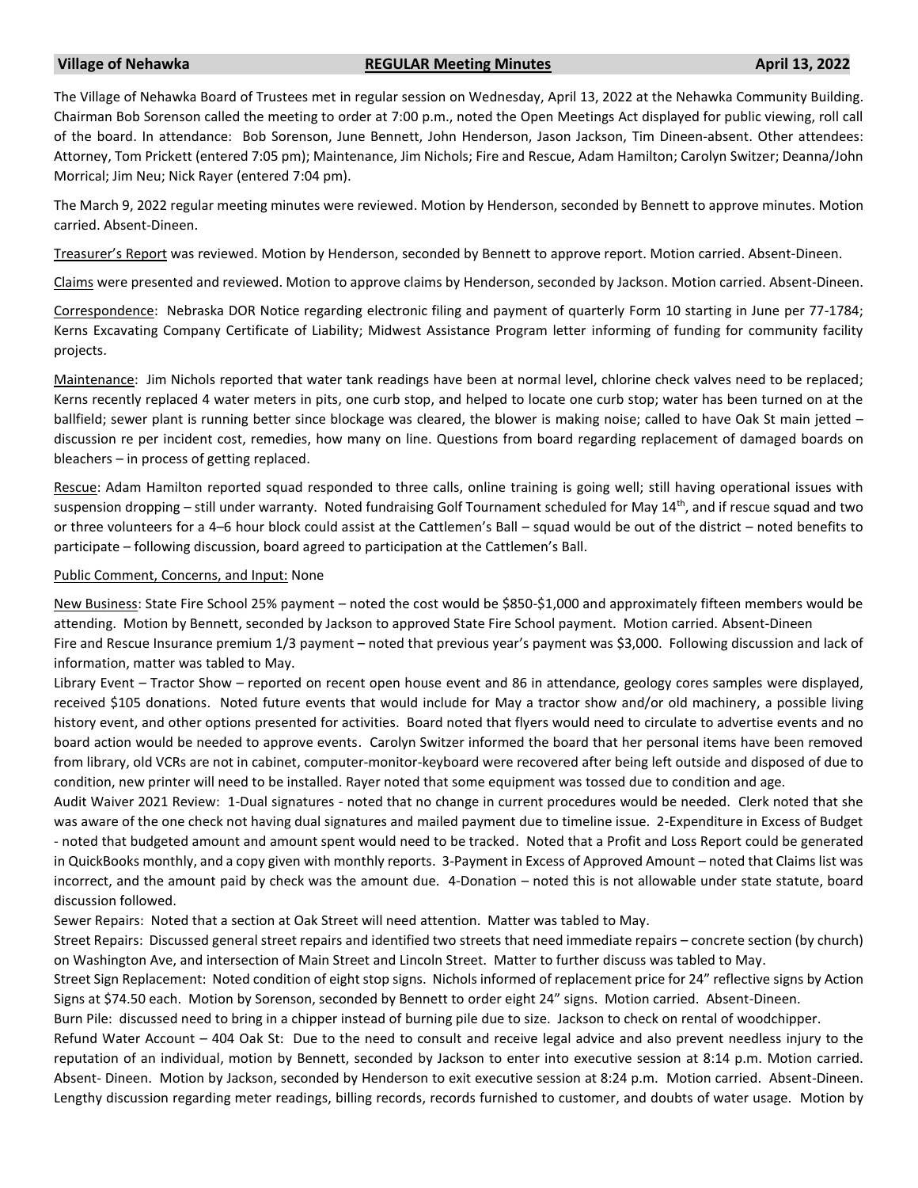**Village of Nehawka** **REGULAR Meeting Minutes** **April 13, 2022**

The Village of Nehawka Board of Trustees met in regular session on Wednesday, April 13, 2022 at the Nehawka Community Building. Chairman Bob Sorenson called the meeting to order at 7:00 p.m., noted the Open Meetings Act displayed for public viewing, roll call of the board. In attendance: Bob Sorenson, June Bennett, John Henderson, Jason Jackson, Tim Dineen-absent. Other attendees: Attorney, Tom Prickett (entered 7:05 pm); Maintenance, Jim Nichols; Fire and Rescue, Adam Hamilton; Carolyn Switzer; Deanna/John Morrical; Jim Neu; Nick Rayer (entered 7:04 pm).

The March 9, 2022 regular meeting minutes were reviewed. Motion by Henderson, seconded by Bennett to approve minutes. Motion carried. Absent-Dineen.

Treasurer's Report was reviewed. Motion by Henderson, seconded by Bennett to approve report. Motion carried. Absent-Dineen.

Claims were presented and reviewed. Motion to approve claims by Henderson, seconded by Jackson. Motion carried. Absent-Dineen.

Correspondence: Nebraska DOR Notice regarding electronic filing and payment of quarterly Form 10 starting in June per 77-1784; Kerns Excavating Company Certificate of Liability; Midwest Assistance Program letter informing of funding for community facility projects.

Maintenance: Jim Nichols reported that water tank readings have been at normal level, chlorine check valves need to be replaced; Kerns recently replaced 4 water meters in pits, one curb stop, and helped to locate one curb stop; water has been turned on at the ballfield; sewer plant is running better since blockage was cleared, the blower is making noise; called to have Oak St main jetted – discussion re per incident cost, remedies, how many on line. Questions from board regarding replacement of damaged boards on bleachers – in process of getting replaced.

Rescue: Adam Hamilton reported squad responded to three calls, online training is going well; still having operational issues with suspension dropping – still under warranty. Noted fundraising Golf Tournament scheduled for May 14th, and if rescue squad and two or three volunteers for a 4–6 hour block could assist at the Cattlemen's Ball – squad would be out of the district – noted benefits to participate – following discussion, board agreed to participation at the Cattlemen's Ball.

Public Comment, Concerns, and Input: None

New Business: State Fire School 25% payment – noted the cost would be $850-$1,000 and approximately fifteen members would be attending. Motion by Bennett, seconded by Jackson to approved State Fire School payment. Motion carried. Absent-Dineen

Fire and Rescue Insurance premium 1/3 payment – noted that previous year's payment was $3,000. Following discussion and lack of information, matter was tabled to May.

Library Event – Tractor Show – reported on recent open house event and 86 in attendance, geology cores samples were displayed, received $105 donations. Noted future events that would include for May a tractor show and/or old machinery, a possible living history event, and other options presented for activities. Board noted that flyers would need to circulate to advertise events and no board action would be needed to approve events. Carolyn Switzer informed the board that her personal items have been removed from library, old VCRs are not in cabinet, computer-monitor-keyboard were recovered after being left outside and disposed of due to condition, new printer will need to be installed. Rayer noted that some equipment was tossed due to condition and age.

Audit Waiver 2021 Review: 1-Dual signatures - noted that no change in current procedures would be needed. Clerk noted that she was aware of the one check not having dual signatures and mailed payment due to timeline issue. 2-Expenditure in Excess of Budget - noted that budgeted amount and amount spent would need to be tracked. Noted that a Profit and Loss Report could be generated in QuickBooks monthly, and a copy given with monthly reports. 3-Payment in Excess of Approved Amount – noted that Claims list was incorrect, and the amount paid by check was the amount due. 4-Donation – noted this is not allowable under state statute, board discussion followed.

Sewer Repairs: Noted that a section at Oak Street will need attention. Matter was tabled to May.

Street Repairs: Discussed general street repairs and identified two streets that need immediate repairs – concrete section (by church) on Washington Ave, and intersection of Main Street and Lincoln Street. Matter to further discuss was tabled to May.

Street Sign Replacement: Noted condition of eight stop signs. Nichols informed of replacement price for 24" reflective signs by Action Signs at $74.50 each. Motion by Sorenson, seconded by Bennett to order eight 24" signs. Motion carried. Absent-Dineen.

Burn Pile: discussed need to bring in a chipper instead of burning pile due to size. Jackson to check on rental of woodchipper.

Refund Water Account – 404 Oak St: Due to the need to consult and receive legal advice and also prevent needless injury to the reputation of an individual, motion by Bennett, seconded by Jackson to enter into executive session at 8:14 p.m. Motion carried. Absent- Dineen. Motion by Jackson, seconded by Henderson to exit executive session at 8:24 p.m. Motion carried. Absent-Dineen. Lengthy discussion regarding meter readings, billing records, records furnished to customer, and doubts of water usage. Motion by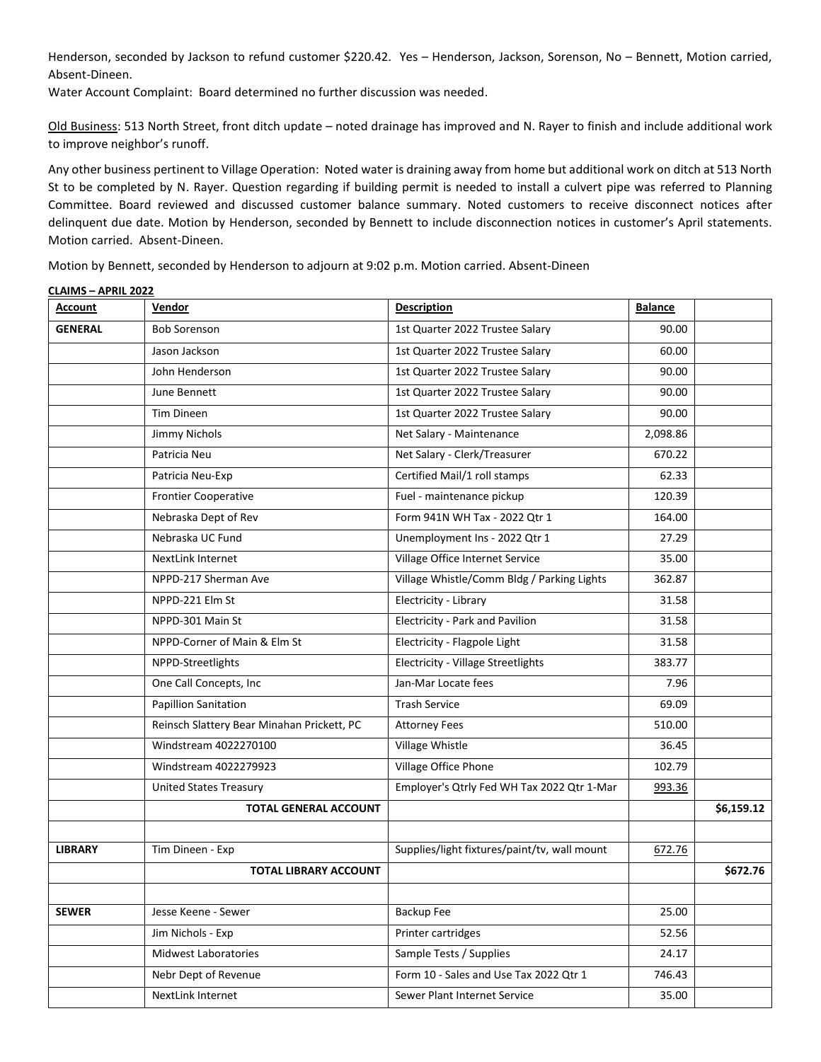Henderson, seconded by Jackson to refund customer $220.42.  Yes – Henderson, Jackson, Sorenson, No – Bennett, Motion carried, Absent-Dineen.

Water Account Complaint:  Board determined no further discussion was needed.

Old Business: 513 North Street, front ditch update – noted drainage has improved and N. Rayer to finish and include additional work to improve neighbor's runoff.

Any other business pertinent to Village Operation:  Noted water is draining away from home but additional work on ditch at 513 North St to be completed by N. Rayer. Question regarding if building permit is needed to install a culvert pipe was referred to Planning Committee. Board reviewed and discussed customer balance summary. Noted customers to receive disconnect notices after delinquent due date. Motion by Henderson, seconded by Bennett to include disconnection notices in customer's April statements. Motion carried.  Absent-Dineen.

Motion by Bennett, seconded by Henderson to adjourn at 9:02 p.m. Motion carried. Absent-Dineen

**CLAIMS – APRIL 2022**

| Account | Vendor | Description | Balance | |
|---|---|---|---|---|
| **GENERAL** | Bob Sorenson | 1st Quarter 2022 Trustee Salary | 90.00 | |
| | Jason Jackson | 1st Quarter 2022 Trustee Salary | 60.00 | |
| | John Henderson | 1st Quarter 2022 Trustee Salary | 90.00 | |
| | June Bennett | 1st Quarter 2022 Trustee Salary | 90.00 | |
| | Tim Dineen | 1st Quarter 2022 Trustee Salary | 90.00 | |
| | Jimmy Nichols | Net Salary - Maintenance | 2,098.86 | |
| | Patricia Neu | Net Salary - Clerk/Treasurer | 670.22 | |
| | Patricia Neu-Exp | Certified Mail/1 roll stamps | 62.33 | |
| | Frontier Cooperative | Fuel - maintenance pickup | 120.39 | |
| | Nebraska Dept of Rev | Form 941N WH Tax - 2022 Qtr 1 | 164.00 | |
| | Nebraska UC Fund | Unemployment Ins - 2022 Qtr 1 | 27.29 | |
| | NextLink Internet | Village Office Internet Service | 35.00 | |
| | NPPD-217 Sherman Ave | Village Whistle/Comm Bldg / Parking Lights | 362.87 | |
| | NPPD-221 Elm St | Electricity - Library | 31.58 | |
| | NPPD-301 Main St | Electricity - Park and Pavilion | 31.58 | |
| | NPPD-Corner of Main & Elm St | Electricity - Flagpole Light | 31.58 | |
| | NPPD-Streetlights | Electricity - Village Streetlights | 383.77 | |
| | One Call Concepts, Inc | Jan-Mar Locate fees | 7.96 | |
| | Papillion Sanitation | Trash Service | 69.09 | |
| | Reinsch Slattery Bear Minahan Prickett, PC | Attorney Fees | 510.00 | |
| | Windstream 4022270100 | Village Whistle | 36.45 | |
| | Windstream 4022279923 | Village Office Phone | 102.79 | |
| | United States Treasury | Employer's Qtrly Fed WH Tax 2022 Qtr 1-Mar | 993.36 | |
| | **TOTAL GENERAL ACCOUNT** | | | **$6,159.12** |
| | | | | |
| **LIBRARY** | Tim Dineen - Exp | Supplies/light fixtures/paint/tv, wall mount | 672.76 | |
| | **TOTAL LIBRARY ACCOUNT** | | | **$672.76** |
| | | | | |
| **SEWER** | Jesse Keene - Sewer | Backup Fee | 25.00 | |
| | Jim Nichols - Exp | Printer cartridges | 52.56 | |
| | Midwest Laboratories | Sample Tests / Supplies | 24.17 | |
| | Nebr Dept of Revenue | Form 10 - Sales and Use Tax 2022 Qtr 1 | 746.43 | |
| | NextLink Internet | Sewer Plant Internet Service | 35.00 | |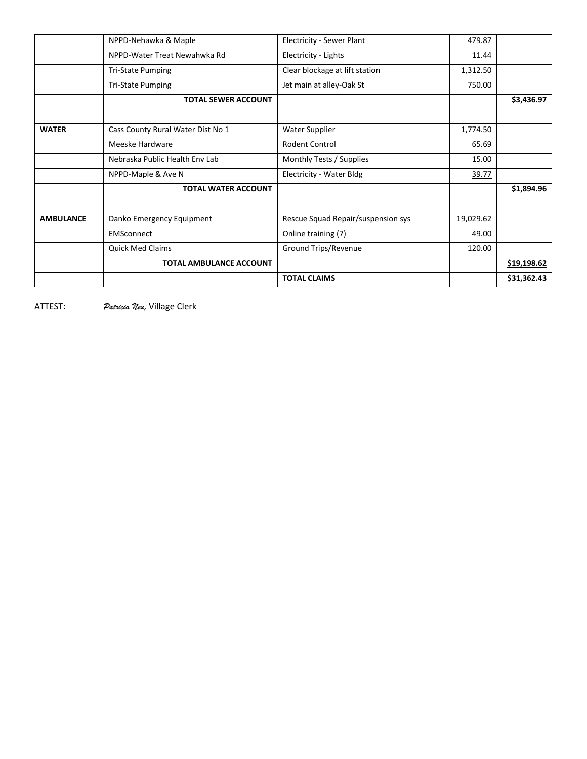| | | | | |
|---|---|---|---|---|
| | NPPD-Nehawka & Maple | Electricity - Sewer Plant | 479.87 | |
| | NPPD-Water Treat Newahwka Rd | Electricity - Lights | 11.44 | |
| | Tri-State Pumping | Clear blockage at lift station | 1,312.50 | |
| | Tri-State Pumping | Jet main at alley-Oak St | 750.00 | |
| | **TOTAL SEWER ACCOUNT** | | | **$3,436.97** |
| | | | | |
| **WATER** | Cass County Rural Water Dist No 1 | Water Supplier | 1,774.50 | |
| | Meeske Hardware | Rodent Control | 65.69 | |
| | Nebraska Public Health Env Lab | Monthly Tests / Supplies | 15.00 | |
| | NPPD-Maple & Ave N | Electricity - Water Bldg | 39.77 | |
| | **TOTAL WATER ACCOUNT** | | | **$1,894.96** |
| | | | | |
| **AMBULANCE** | Danko Emergency Equipment | Rescue Squad Repair/suspension sys | 19,029.62 | |
| | EMSconnect | Online training (7) | 49.00 | |
| | Quick Med Claims | Ground Trips/Revenue | 120.00 | |
| | **TOTAL AMBULANCE ACCOUNT** | | | **$19,198.62** |
| | | **TOTAL CLAIMS** | | **$31,362.43** |

ATTEST: *Patricia Neu,* Village Clerk